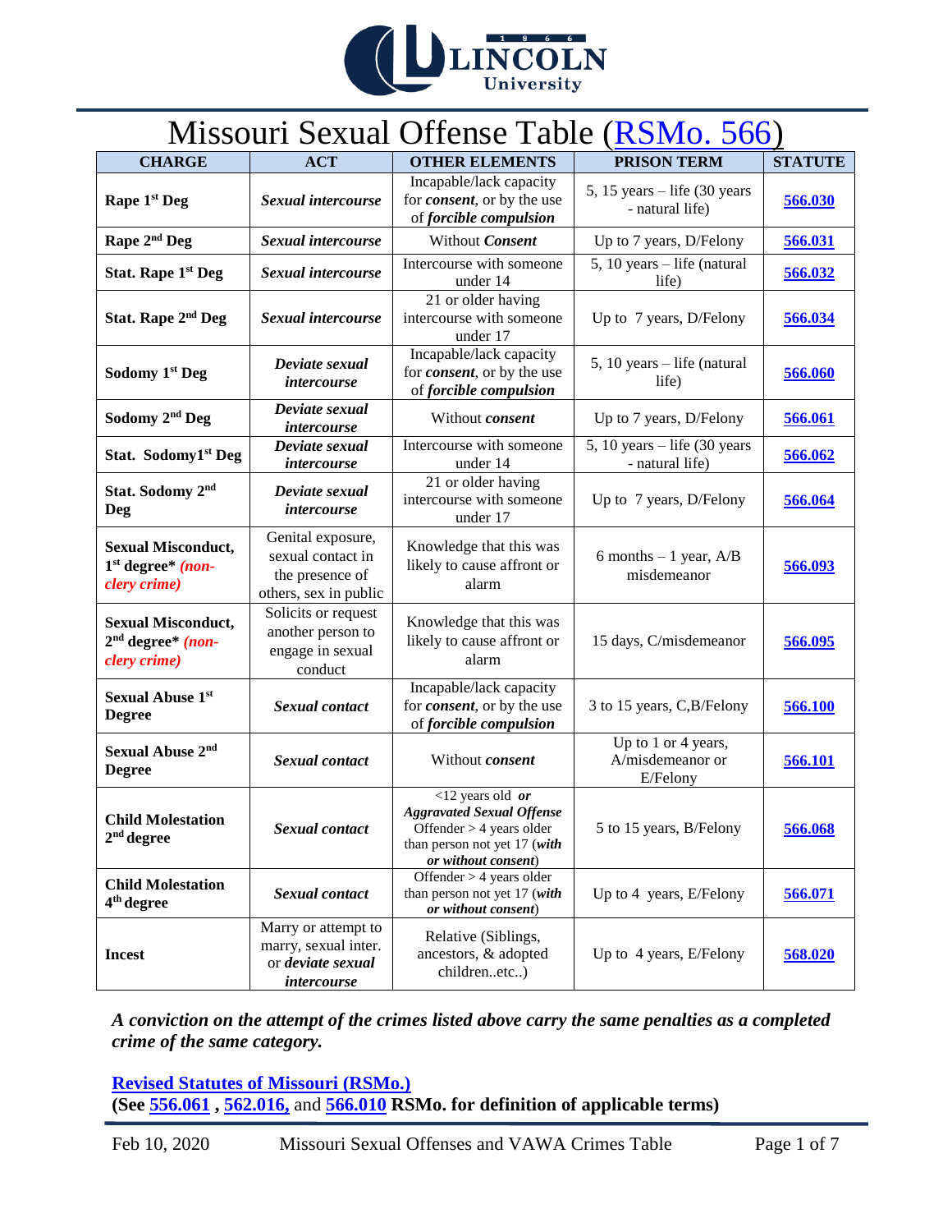# Missouri Sexual Offense Table (RSMo. 566)

| CHARGE | ACT | OTHER ELEMENTS | PRISON TERM | STATUTE |
|---|---|---|---|---|
| **Rape 1st Deg** | ***Sexual intercourse*** | Incapable/lack capacity for ***consent***, or by the use of ***forcible compulsion*** | 5, 15 years – life (30 years - natural life) | 566.030 |
| **Rape 2nd Deg** | ***Sexual intercourse*** | Without ***Consent*** | Up to 7 years, D/Felony | 566.031 |
| **Stat. Rape 1st Deg** | ***Sexual intercourse*** | Intercourse with someone under 14 | 5, 10 years – life (natural life) | 566.032 |
| **Stat. Rape 2nd Deg** | ***Sexual intercourse*** | 21 or older having intercourse with someone under 17 | Up to 7 years, D/Felony | 566.034 |
| **Sodomy 1st Deg** | ***Deviate sexual intercourse*** | Incapable/lack capacity for ***consent***, or by the use of ***forcible compulsion*** | 5, 10 years – life (natural life) | 566.060 |
| **Sodomy 2nd Deg** | ***Deviate sexual intercourse*** | Without ***consent*** | Up to 7 years, D/Felony | 566.061 |
| **Stat. Sodomy1st Deg** | ***Deviate sexual intercourse*** | Intercourse with someone under 14 | 5, 10 years – life (30 years - natural life) | 566.062 |
| **Stat. Sodomy 2nd Deg** | ***Deviate sexual intercourse*** | 21 or older having intercourse with someone under 17 | Up to 7 years, D/Felony | 566.064 |
| **Sexual Misconduct, 1st degree*** ***(non-clery crime)*** | Genital exposure, sexual contact in the presence of others, sex in public | Knowledge that this was likely to cause affront or alarm | 6 months – 1 year, A/B misdemeanor | 566.093 |
| **Sexual Misconduct, 2nd degree*** ***(non-clery crime)*** | Solicits or request another person to engage in sexual conduct | Knowledge that this was likely to cause affront or alarm | 15 days, C/misdemeanor | 566.095 |
| **Sexual Abuse 1st Degree** | ***Sexual contact*** | Incapable/lack capacity for ***consent***, or by the use of ***forcible compulsion*** | 3 to 15 years, C,B/Felony | 566.100 |
| **Sexual Abuse 2nd Degree** | ***Sexual contact*** | Without ***consent*** | Up to 1 or 4 years, A/misdemeanor or E/Felony | 566.101 |
| **Child Molestation 2nd degree** | ***Sexual contact*** | <12 years old ***or*** ***Aggravated Sexual Offense*** Offender > 4 years older than person not yet 17 (***with or without consent***) | 5 to 15 years, B/Felony | 566.068 |
| **Child Molestation 4th degree** | ***Sexual contact*** | Offender > 4 years older than person not yet 17 (***with or without consent***) | Up to 4 years, E/Felony | 566.071 |
| **Incest** | Marry or attempt to marry, sexual inter. or ***deviate sexual intercourse*** | Relative (Siblings, ancestors, & adopted children..etc..) | Up to 4 years, E/Felony | 568.020 |

***A conviction on the attempt of the crimes listed above carry the same penalties as a completed crime of the same category.***

**Revised Statutes of Missouri (RSMo.)**
**(See 556.061 , 562.016, and 566.010 RSMo. for definition of applicable terms)**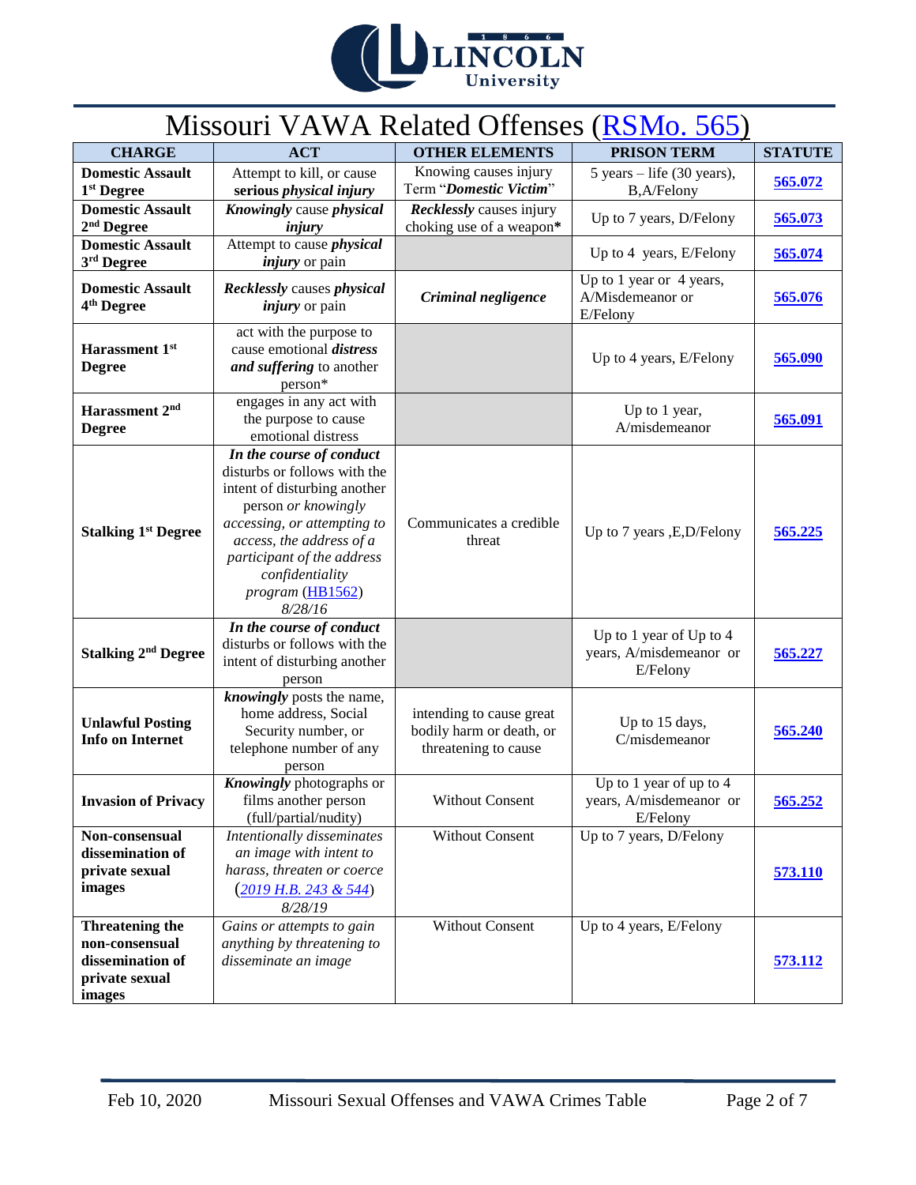# Missouri VAWA Related Offenses (RSMo. 565)

| CHARGE | ACT | OTHER ELEMENTS | PRISON TERM | STATUTE |
|---|---|---|---|---|
| **Domestic Assault 1st Degree** | Attempt to kill, or cause **serious *physical injury*** | Knowing causes injury Term "***Domestic Victim***" | 5 years – life (30 years), B,A/Felony | **565.072** |
| **Domestic Assault 2nd Degree** | ***Knowingly*** cause ***physical injury*** | ***Recklessly*** causes injury choking use of a weapon* | Up to 7 years, D/Felony | **565.073** |
| **Domestic Assault 3rd Degree** | Attempt to cause ***physical injury*** or pain | | Up to 4 years, E/Felony | **565.074** |
| **Domestic Assault 4th Degree** | ***Recklessly*** causes ***physical injury*** or pain | ***Criminal negligence*** | Up to 1 year or 4 years, A/Misdemeanor or E/Felony | **565.076** |
| **Harassment 1st Degree** | act with the purpose to cause emotional ***distress and suffering*** to another person* | | Up to 4 years, E/Felony | **565.090** |
| **Harassment 2nd Degree** | engages in any act with the purpose to cause emotional distress | | Up to 1 year, A/misdemeanor | **565.091** |
| **Stalking 1st Degree** | ***In the course of conduct*** disturbs or follows with the intent of disturbing another person *or knowingly accessing, or attempting to access, the address of a participant of the address confidentiality program* (HB1562) *8/28/16* | Communicates a credible threat | Up to 7 years ,E,D/Felony | **565.225** |
| **Stalking 2nd Degree** | ***In the course of conduct*** disturbs or follows with the intent of disturbing another person | | Up to 1 year of Up to 4 years, A/misdemeanor or E/Felony | **565.227** |
| **Unlawful Posting Info on Internet** | ***knowingly*** posts the name, home address, Social Security number, or telephone number of any person | intending to cause great bodily harm or death, or threatening to cause | Up to 15 days, C/misdemeanor | **565.240** |
| **Invasion of Privacy** | ***Knowingly*** photographs or films another person (full/partial/nudity) | Without Consent | Up to 1 year of up to 4 years, A/misdemeanor or E/Felony | **565.252** |
| **Non-consensual dissemination of private sexual images** | *Intentionally disseminates an image with intent to harass, threaten or coerce* (*2019 H.B. 243 & 544*) *8/28/19* | Without Consent | Up to 7 years, D/Felony | **573.110** |
| **Threatening the non-consensual dissemination of private sexual images** | *Gains or attempts to gain anything by threatening to disseminate an image* | Without Consent | Up to 4 years, E/Felony | **573.112** |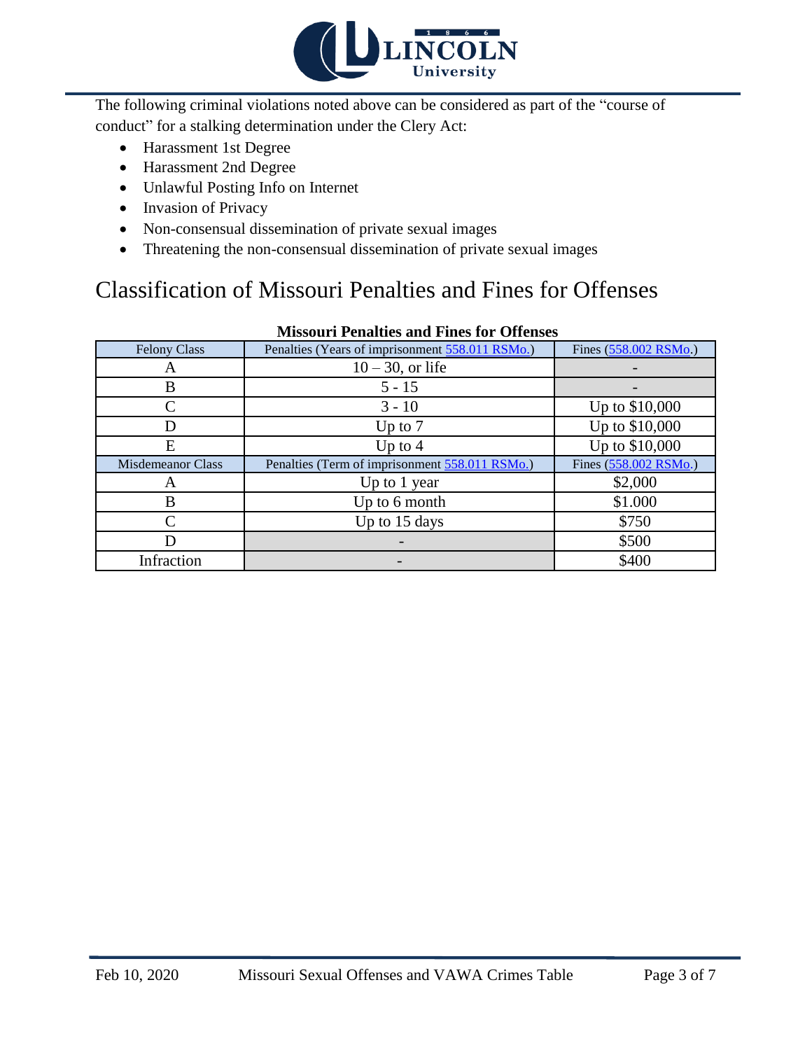The following criminal violations noted above can be considered as part of the "course of conduct" for a stalking determination under the Clery Act:

- Harassment 1st Degree
- Harassment 2nd Degree
- Unlawful Posting Info on Internet
- Invasion of Privacy
- Non-consensual dissemination of private sexual images
- Threatening the non-consensual dissemination of private sexual images

# Classification of Missouri Penalties and Fines for Offenses

**Missouri Penalties and Fines for Offenses**

| Felony Class | Penalties (Years of imprisonment 558.011 RSMo.) | Fines (558.002 RSMo.) |
|---|---|---|
| A | 10 – 30, or life | - |
| B | 5 - 15 | - |
| C | 3 - 10 | Up to $10,000 |
| D | Up to 7 | Up to $10,000 |
| E | Up to 4 | Up to $10,000 |
| Misdemeanor Class | Penalties (Term of imprisonment 558.011 RSMo.) | Fines (558.002 RSMo.) |
| A | Up to 1 year | $2,000 |
| B | Up to 6 month | $1.000 |
| C | Up to 15 days | $750 |
| D | - | $500 |
| Infraction | - | $400 |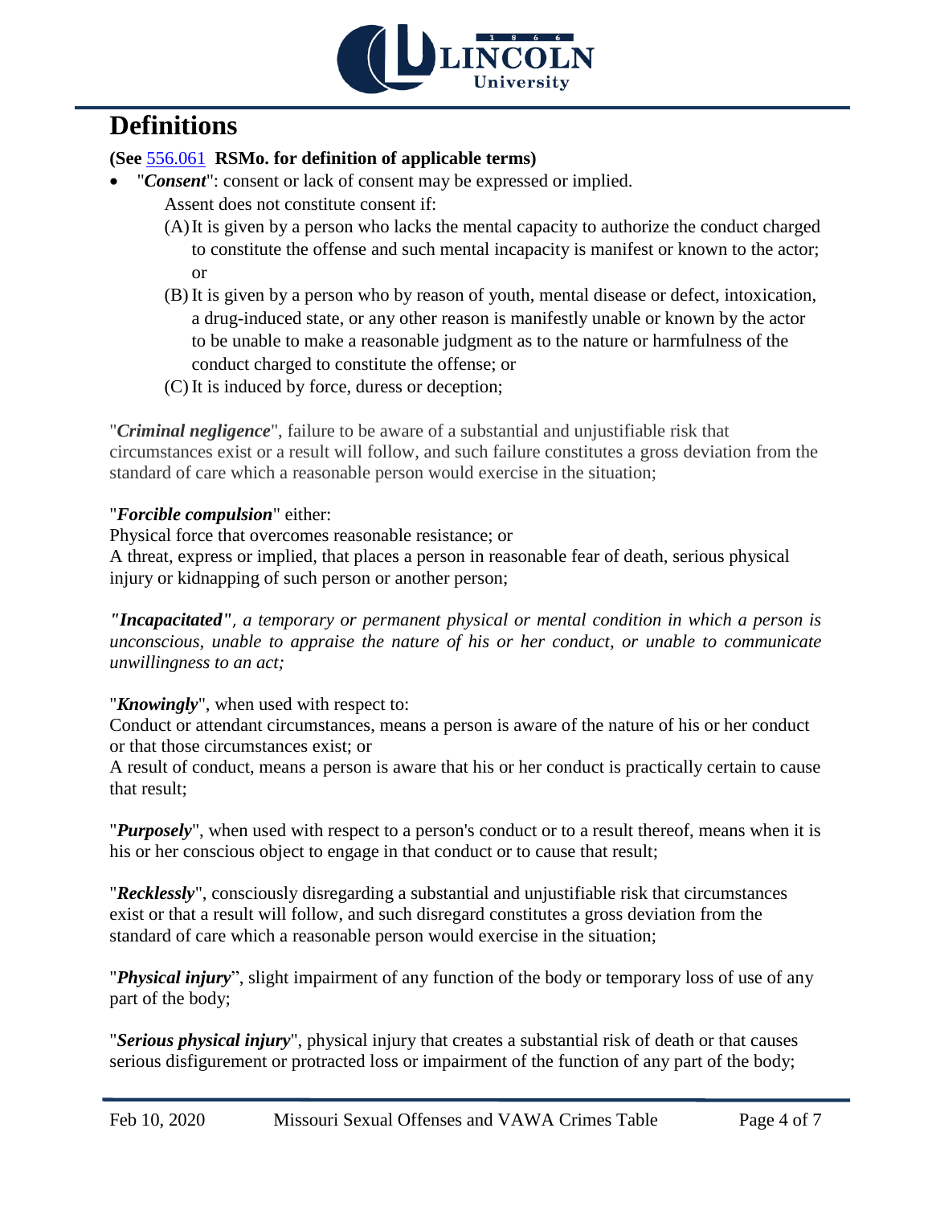# Definitions

**(See 556.061 RSMo. for definition of applicable terms)**

- "***Consent***": consent or lack of consent may be expressed or implied.

  Assent does not constitute consent if:

  (A) It is given by a person who lacks the mental capacity to authorize the conduct charged to constitute the offense and such mental incapacity is manifest or known to the actor; or

  (B) It is given by a person who by reason of youth, mental disease or defect, intoxication, a drug-induced state, or any other reason is manifestly unable or known by the actor to be unable to make a reasonable judgment as to the nature or harmfulness of the conduct charged to constitute the offense; or

  (C) It is induced by force, duress or deception;

"***Criminal negligence***", failure to be aware of a substantial and unjustifiable risk that circumstances exist or a result will follow, and such failure constitutes a gross deviation from the standard of care which a reasonable person would exercise in the situation;

"***Forcible compulsion***" either:

Physical force that overcomes reasonable resistance; or

A threat, express or implied, that places a person in reasonable fear of death, serious physical injury or kidnapping of such person or another person;

***"Incapacitated"****, a temporary or permanent physical or mental condition in which a person is unconscious, unable to appraise the nature of his or her conduct, or unable to communicate unwillingness to an act;*

"***Knowingly***", when used with respect to:

Conduct or attendant circumstances, means a person is aware of the nature of his or her conduct or that those circumstances exist; or

A result of conduct, means a person is aware that his or her conduct is practically certain to cause that result;

"***Purposely***", when used with respect to a person's conduct or to a result thereof, means when it is his or her conscious object to engage in that conduct or to cause that result;

"***Recklessly***", consciously disregarding a substantial and unjustifiable risk that circumstances exist or that a result will follow, and such disregard constitutes a gross deviation from the standard of care which a reasonable person would exercise in the situation;

"***Physical injury***", slight impairment of any function of the body or temporary loss of use of any part of the body;

"***Serious physical injury***", physical injury that creates a substantial risk of death or that causes serious disfigurement or protracted loss or impairment of the function of any part of the body;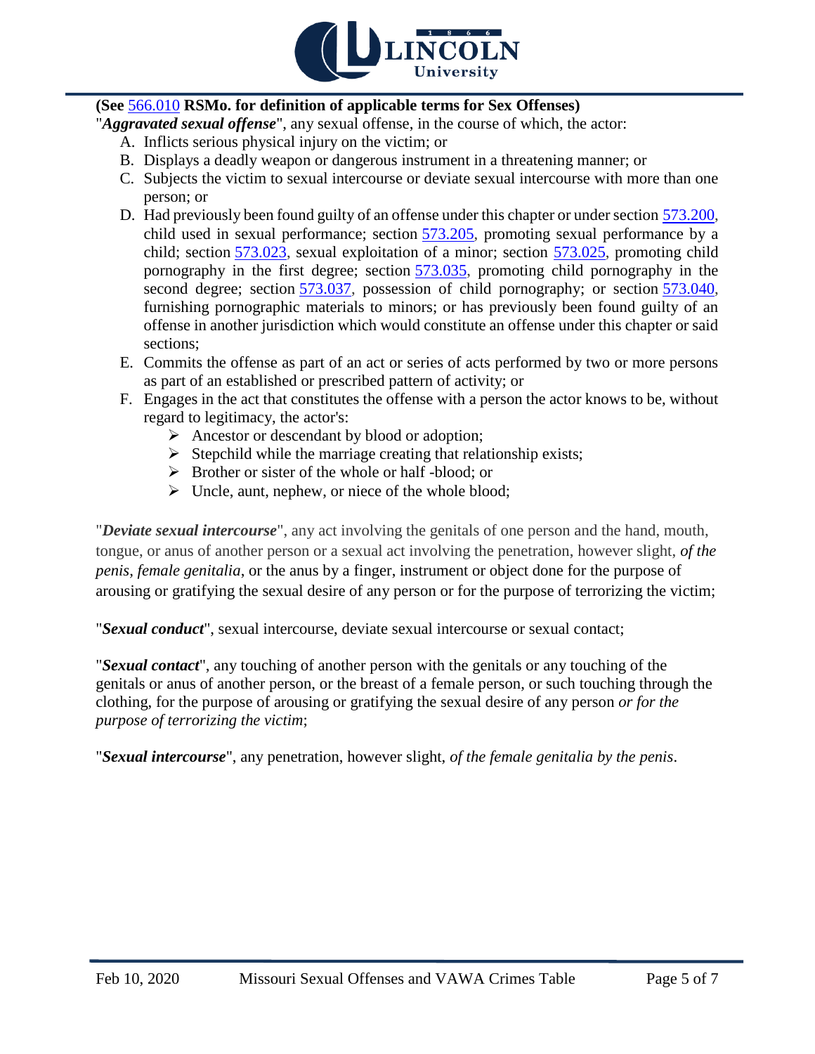**(See 566.010 RSMo. for definition of applicable terms for Sex Offenses)**

"***Aggravated sexual offense***", any sexual offense, in the course of which, the actor:

A. Inflicts serious physical injury on the victim; or
B. Displays a deadly weapon or dangerous instrument in a threatening manner; or
C. Subjects the victim to sexual intercourse or deviate sexual intercourse with more than one person; or
D. Had previously been found guilty of an offense under this chapter or under section 573.200, child used in sexual performance; section 573.205, promoting sexual performance by a child; section 573.023, sexual exploitation of a minor; section 573.025, promoting child pornography in the first degree; section 573.035, promoting child pornography in the second degree; section 573.037, possession of child pornography; or section 573.040, furnishing pornographic materials to minors; or has previously been found guilty of an offense in another jurisdiction which would constitute an offense under this chapter or said sections;
E. Commits the offense as part of an act or series of acts performed by two or more persons as part of an established or prescribed pattern of activity; or
F. Engages in the act that constitutes the offense with a person the actor knows to be, without regard to legitimacy, the actor's:
   - Ancestor or descendant by blood or adoption;
   - Stepchild while the marriage creating that relationship exists;
   - Brother or sister of the whole or half -blood; or
   - Uncle, aunt, nephew, or niece of the whole blood;

"***Deviate sexual intercourse***", any act involving the genitals of one person and the hand, mouth, tongue, or anus of another person or a sexual act involving the penetration, however slight, *of the penis, female genitalia*, or the anus by a finger, instrument or object done for the purpose of arousing or gratifying the sexual desire of any person or for the purpose of terrorizing the victim;

"***Sexual conduct***", sexual intercourse, deviate sexual intercourse or sexual contact;

"***Sexual contact***", any touching of another person with the genitals or any touching of the genitals or anus of another person, or the breast of a female person, or such touching through the clothing, for the purpose of arousing or gratifying the sexual desire of any person *or for the purpose of terrorizing the victim*;

"***Sexual intercourse***", any penetration, however slight, *of the female genitalia by the penis*.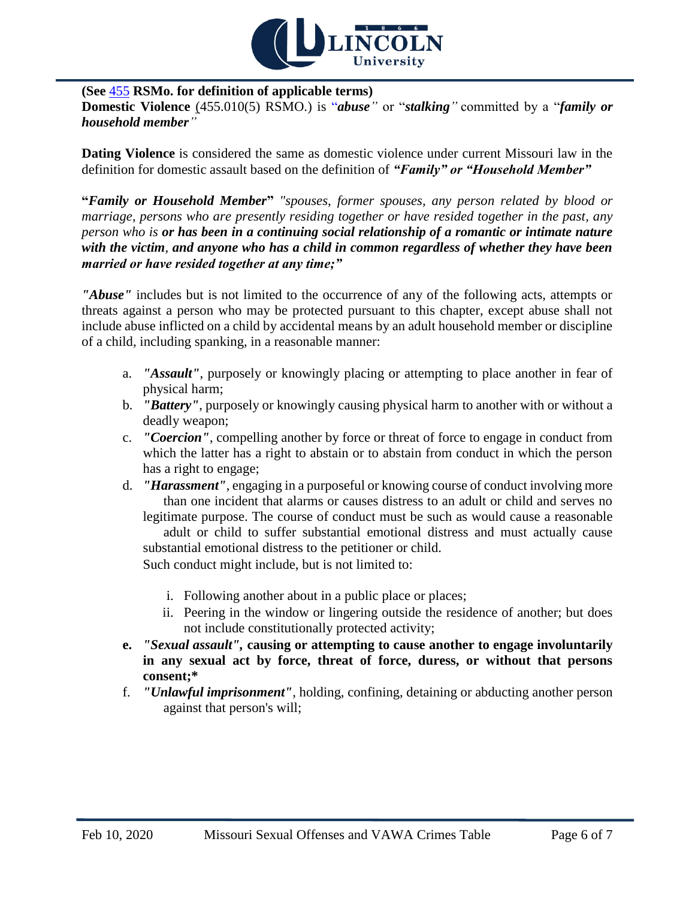**(See 455 RSMo. for definition of applicable terms)**
**Domestic Violence** (455.010(5) RSMO.) is "***abuse***" or "***stalking***" committed by a "***family or household member***"

**Dating Violence** is considered the same as domestic violence under current Missouri law in the definition for domestic assault based on the definition of ***"Family" or "Household Member"***

**"*Family or Household Member*"** *"spouses, former spouses, any person related by blood or marriage, persons who are presently residing together or have resided together in the past, any person who is **or has been in a continuing social relationship of a romantic or intimate nature with the victim, and anyone who has a child in common regardless of whether they have been married or have resided together at any time;"***

***"Abuse"*** includes but is not limited to the occurrence of any of the following acts, attempts or threats against a person who may be protected pursuant to this chapter, except abuse shall not include abuse inflicted on a child by accidental means by an adult household member or discipline of a child, including spanking, in a reasonable manner:

a. ***"Assault"***, purposely or knowingly placing or attempting to place another in fear of physical harm;
b. ***"Battery"***, purposely or knowingly causing physical harm to another with or without a deadly weapon;
c. ***"Coercion"***, compelling another by force or threat of force to engage in conduct from which the latter has a right to abstain or to abstain from conduct in which the person has a right to engage;
d. ***"Harassment"***, engaging in a purposeful or knowing course of conduct involving more than one incident that alarms or causes distress to an adult or child and serves no legitimate purpose. The course of conduct must be such as would cause a reasonable adult or child to suffer substantial emotional distress and must actually cause substantial emotional distress to the petitioner or child.
   Such conduct might include, but is not limited to:
   i. Following another about in a public place or places;
   ii. Peering in the window or lingering outside the residence of another; but does not include constitutionally protected activity;
**e. *"Sexual assault"*, causing or attempting to cause another to engage involuntarily in any sexual act by force, threat of force, duress, or without that persons consent;***
f. ***"Unlawful imprisonment"***, holding, confining, detaining or abducting another person against that person's will;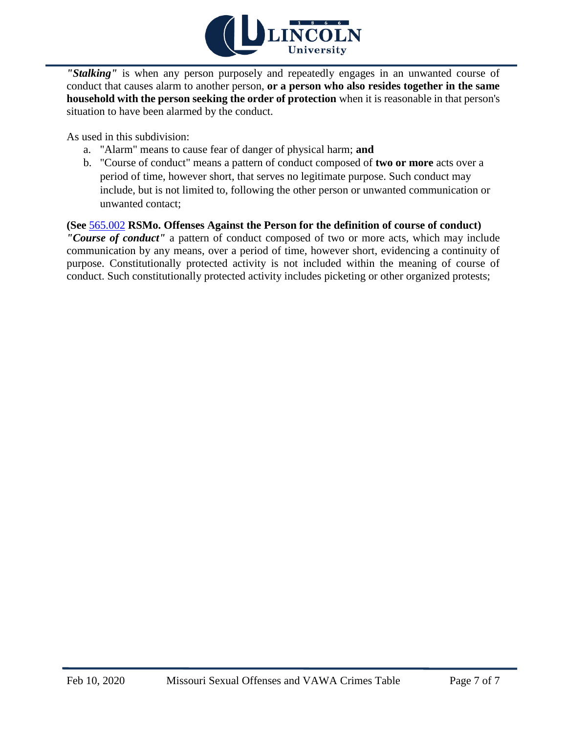***"Stalking"*** is when any person purposely and repeatedly engages in an unwanted course of conduct that causes alarm to another person, **or a person who also resides together in the same household with the person seeking the order of protection** when it is reasonable in that person's situation to have been alarmed by the conduct.

As used in this subdivision:

a. "Alarm" means to cause fear of danger of physical harm; **and**
b. "Course of conduct" means a pattern of conduct composed of **two or more** acts over a period of time, however short, that serves no legitimate purpose. Such conduct may include, but is not limited to, following the other person or unwanted communication or unwanted contact;

**(See 565.002 RSMo. Offenses Against the Person for the definition of course of conduct)**
***"Course of conduct"*** a pattern of conduct composed of two or more acts, which may include communication by any means, over a period of time, however short, evidencing a continuity of purpose. Constitutionally protected activity is not included within the meaning of course of conduct. Such constitutionally protected activity includes picketing or other organized protests;